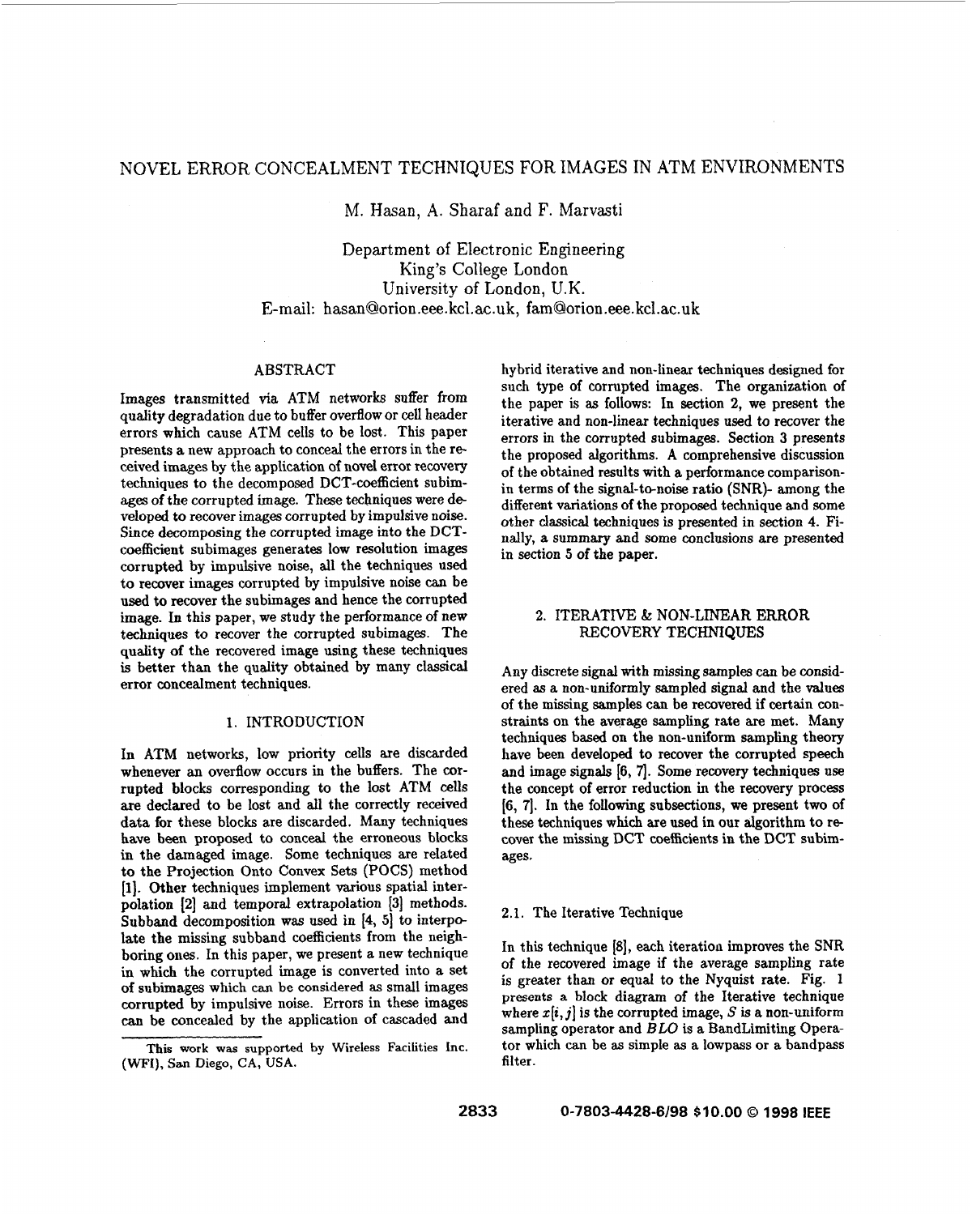# NOVEL ERROR CONCEALMENT TECHNIQUES FOR IMAGES IN ATM ENVIRONMENTS

M. Hasan, A. Sharaf and F. Marvasti

Department of Electronic Engineering
King's College London
University of London, U.K.
E-mail: hasan@orion.eee.kcl.ac.uk, fam@orion.eee.kcl.ac.uk

## ABSTRACT

Images transmitted via ATM networks suffer from quality degradation due to buffer overflow or cell header errors which cause ATM cells to be lost. This paper presents a new approach to conceal the errors in the received images by the application of novel error recovery techniques to the decomposed DCT-coefficient subimages of the corrupted image. These techniques were developed to recover images corrupted by impulsive noise. Since decomposing the corrupted image into the DCT-coefficient subimages generates low resolution images corrupted by impulsive noise, all the techniques used to recover images corrupted by impulsive noise can be used to recover the subimages and hence the corrupted image. In this paper, we study the performance of new techniques to recover the corrupted subimages. The quality of the recovered image using these techniques is better than the quality obtained by many classical error concealment techniques.

## 1. INTRODUCTION

In ATM networks, low priority cells are discarded whenever an overflow occurs in the buffers. The corrupted blocks corresponding to the lost ATM cells are declared to be lost and all the correctly received data for these blocks are discarded. Many techniques have been proposed to conceal the erroneous blocks in the damaged image. Some techniques are related to the Projection Onto Convex Sets (POCS) method [1]. Other techniques implement various spatial interpolation [2] and temporal extrapolation [3] methods. Subband decomposition was used in [4, 5] to interpolate the missing subband coefficients from the neighboring ones. In this paper, we present a new technique in which the corrupted image is converted into a set of subimages which can be considered as small images corrupted by impulsive noise. Errors in these images can be concealed by the application of cascaded and hybrid iterative and non-linear techniques designed for such type of corrupted images. The organization of the paper is as follows: In section 2, we present the iterative and non-linear techniques used to recover the errors in the corrupted subimages. Section 3 presents the proposed algorithms. A comprehensive discussion of the obtained results with a performance comparison- in terms of the signal-to-noise ratio (SNR)- among the different variations of the proposed technique and some other classical techniques is presented in section 4. Finally, a summary and some conclusions are presented in section 5 of the paper.

## 2. ITERATIVE & NON-LINEAR ERROR RECOVERY TECHNIQUES

Any discrete signal with missing samples can be considered as a non-uniformly sampled signal and the values of the missing samples can be recovered if certain constraints on the average sampling rate are met. Many techniques based on the non-uniform sampling theory have been developed to recover the corrupted speech and image signals [6, 7]. Some recovery techniques use the concept of error reduction in the recovery process [6, 7]. In the following subsections, we present two of these techniques which are used in our algorithm to recover the missing DCT coefficients in the DCT subimages.

### 2.1. The Iterative Technique

In this technique [8], each iteration improves the SNR of the recovered image if the average sampling rate is greater than or equal to the Nyquist rate. Fig. 1 presents a block diagram of the Iterative technique where $x[i,j]$ is the corrupted image, $S$ is a non-uniform sampling operator and $BLO$ is a BandLimiting Operator which can be as simple as a lowpass or a bandpass filter.

This work was supported by Wireless Facilities Inc. (WFI), San Diego, CA, USA.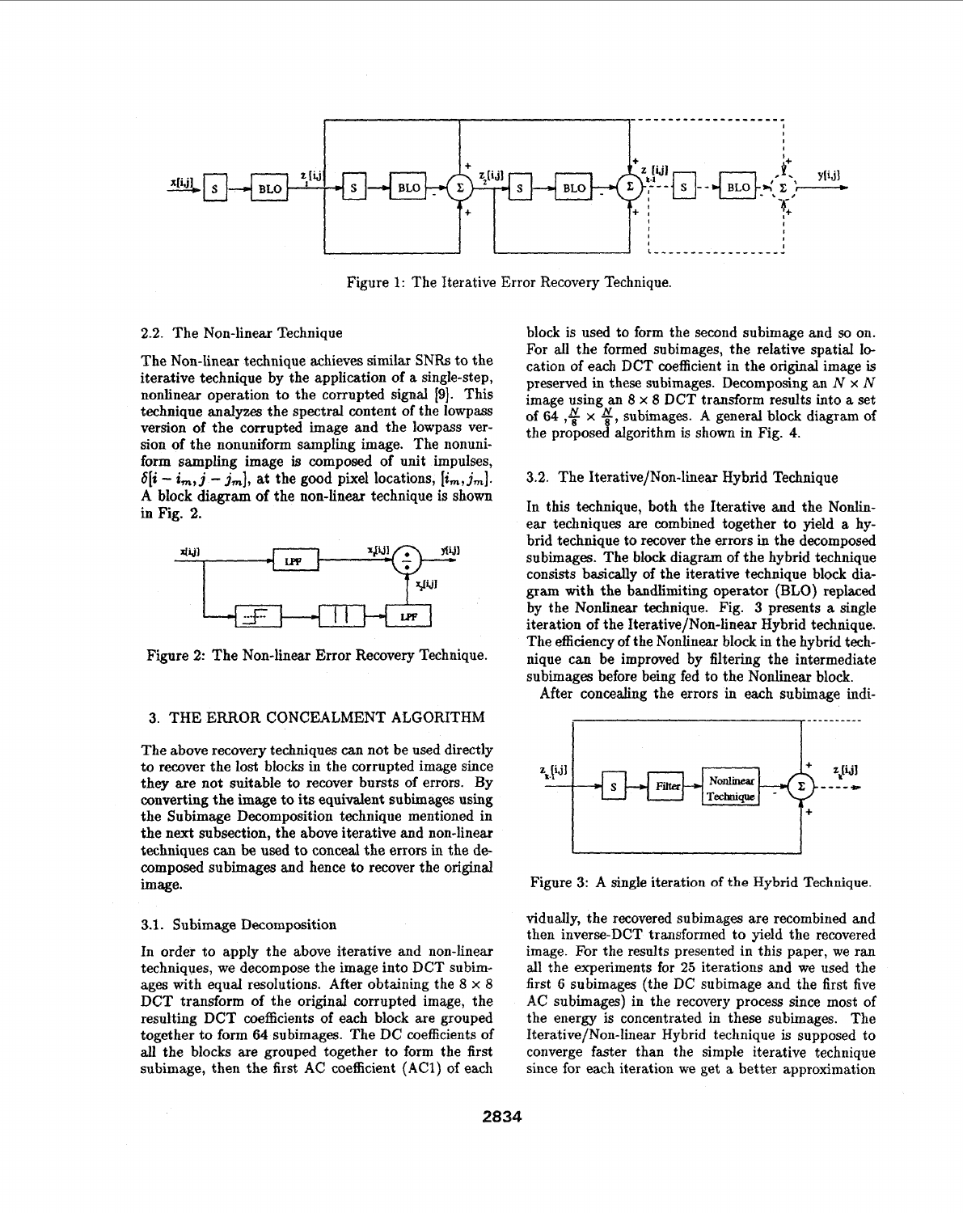Figure 1: The Iterative Error Recovery Technique.

### 2.2. The Non-linear Technique

The Non-linear technique achieves similar SNRs to the iterative technique by the application of a single-step, nonlinear operation to the corrupted signal [9]. This technique analyzes the spectral content of the lowpass version of the corrupted image and the lowpass version of the nonuniform sampling image. The nonuniform sampling image is composed of unit impulses, $\delta[i - i_m, j - j_m]$, at the good pixel locations, $[i_m, j_m]$. A block diagram of the non-linear technique is shown in Fig. 2.

Figure 2: The Non-linear Error Recovery Technique.

## 3. THE ERROR CONCEALMENT ALGORITHM

The above recovery techniques can not be used directly to recover the lost blocks in the corrupted image since they are not suitable to recover bursts of errors. By converting the image to its equivalent subimages using the Subimage Decomposition technique mentioned in the next subsection, the above iterative and non-linear techniques can be used to conceal the errors in the decomposed subimages and hence to recover the original image.

### 3.1. Subimage Decomposition

In order to apply the above iterative and non-linear techniques, we decompose the image into DCT subimages with equal resolutions. After obtaining the $8 \times 8$ DCT transform of the original corrupted image, the resulting DCT coefficients of each block are grouped together to form 64 subimages. The DC coefficients of all the blocks are grouped together to form the first subimage, then the first AC coefficient (AC1) of each block is used to form the second subimage and so on. For all the formed subimages, the relative spatial location of each DCT coefficient in the original image is preserved in these subimages. Decomposing an $N \times N$ image using an $8 \times 8$ DCT transform results into a set of 64 ,$\frac{N}{8} \times \frac{N}{8}$, subimages. A general block diagram of the proposed algorithm is shown in Fig. 4.

### 3.2. The Iterative/Non-linear Hybrid Technique

In this technique, both the Iterative and the Nonlinear techniques are combined together to yield a hybrid technique to recover the errors in the decomposed subimages. The block diagram of the hybrid technique consists basically of the iterative technique block diagram with the bandlimiting operator (BLO) replaced by the Nonlinear technique. Fig. 3 presents a single iteration of the Iterative/Non-linear Hybrid technique. The efficiency of the Nonlinear block in the hybrid technique can be improved by filtering the intermediate subimages before being fed to the Nonlinear block.

Figure 3: A single iteration of the Hybrid Technique.

After concealing the errors in each subimage individually, the recovered subimages are recombined and then inverse-DCT transformed to yield the recovered image. For the results presented in this paper, we ran all the experiments for 25 iterations and we used the first 6 subimages (the DC subimage and the first five AC subimages) in the recovery process since most of the energy is concentrated in these subimages. The Iterative/Non-linear Hybrid technique is supposed to converge faster than the simple iterative technique since for each iteration we get a better approximation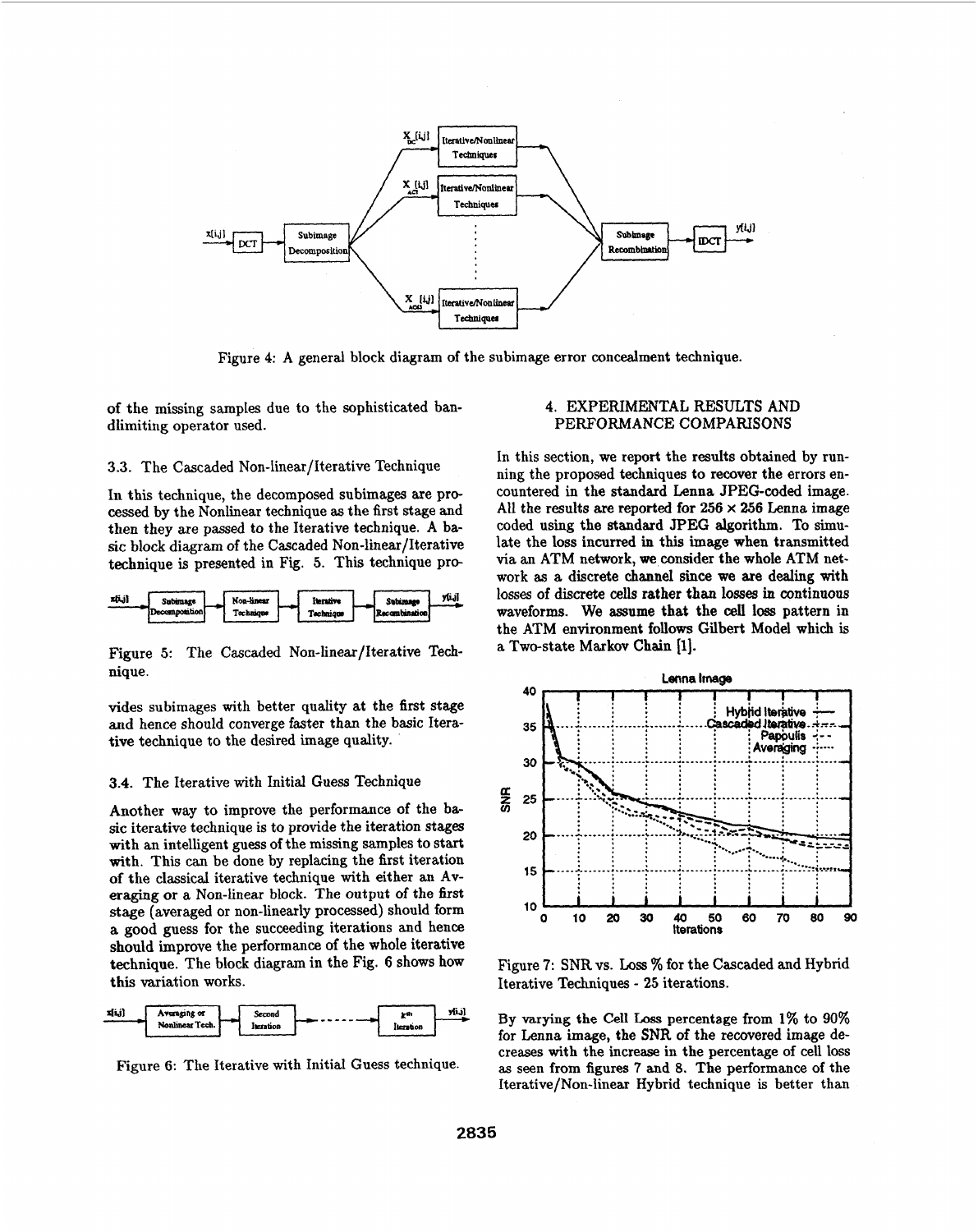$x[i,j]$ DCT Subimage Decomposition

$X_{DC}[i,j]$ Iterative/Nonlinear Techniques

$X_{AC1}[i,j]$ Iterative/Nonlinear Techniques

$X_{AC63}[i,j]$ Iterative/Nonlinear Techniques

Subimage Recombination IDCT $y[i,j]$

Figure 4: A general block diagram of the subimage error concealment technique.

of the missing samples due to the sophisticated bandlimiting operator used.

### 3.3. The Cascaded Non-linear/Iterative Technique

In this technique, the decomposed subimages are processed by the Nonlinear technique as the first stage and then they are passed to the Iterative technique. A basic block diagram of the Cascaded Non-linear/Iterative technique is presented in Fig. 5. This technique provides subimages with better quality at the first stage and hence should converge faster than the basic Iterative technique to the desired image quality.

$x[i,j]$ Subimage Decomposition Non-linear Technique Iterative Technique Subimage Recombination $y[i,j]$

Figure 5: The Cascaded Non-linear/Iterative Technique.

### 3.4. The Iterative with Initial Guess Technique

Another way to improve the performance of the basic iterative technique is to provide the iteration stages with an intelligent guess of the missing samples to start with. This can be done by replacing the first iteration of the classical iterative technique with either an Averaging or a Non-linear block. The output of the first stage (averaged or non-linearly processed) should form a good guess for the succeeding iterations and hence should improve the performance of the whole iterative technique. The block diagram in the Fig. 6 shows how this variation works.

$x[i,j]$ Averaging or Nonlinear Tech. Second Iteration $k^{th}$ Iteration $y[i,j]$

Figure 6: The Iterative with Initial Guess technique.

## 4. EXPERIMENTAL RESULTS AND PERFORMANCE COMPARISONS

In this section, we report the results obtained by running the proposed techniques to recover the errors encountered in the standard Lenna JPEG-coded image. All the results are reported for 256 × 256 Lenna image coded using the standard JPEG algorithm. To simulate the loss incurred in this image when transmitted via an ATM network, we consider the whole ATM network as a discrete channel since we are dealing with losses of discrete cells rather than losses in continuous waveforms. We assume that the cell loss pattern in the ATM environment follows Gilbert Model which is a Two-state Markov Chain [1].

Lenna Image

Hybrid Iterative
Cascaded Iterative
Papoulis
Averaging

SNR

40
35
30
25
20
15
10

0 10 20 30 40 50 60 70 80 90

Iterations

Figure 7: SNR vs. Loss % for the Cascaded and Hybrid Iterative Techniques - 25 iterations.

By varying the Cell Loss percentage from 1% to 90% for Lenna image, the SNR of the recovered image decreases with the increase in the percentage of cell loss as seen from figures 7 and 8. The performance of the Iterative/Non-linear Hybrid technique is better than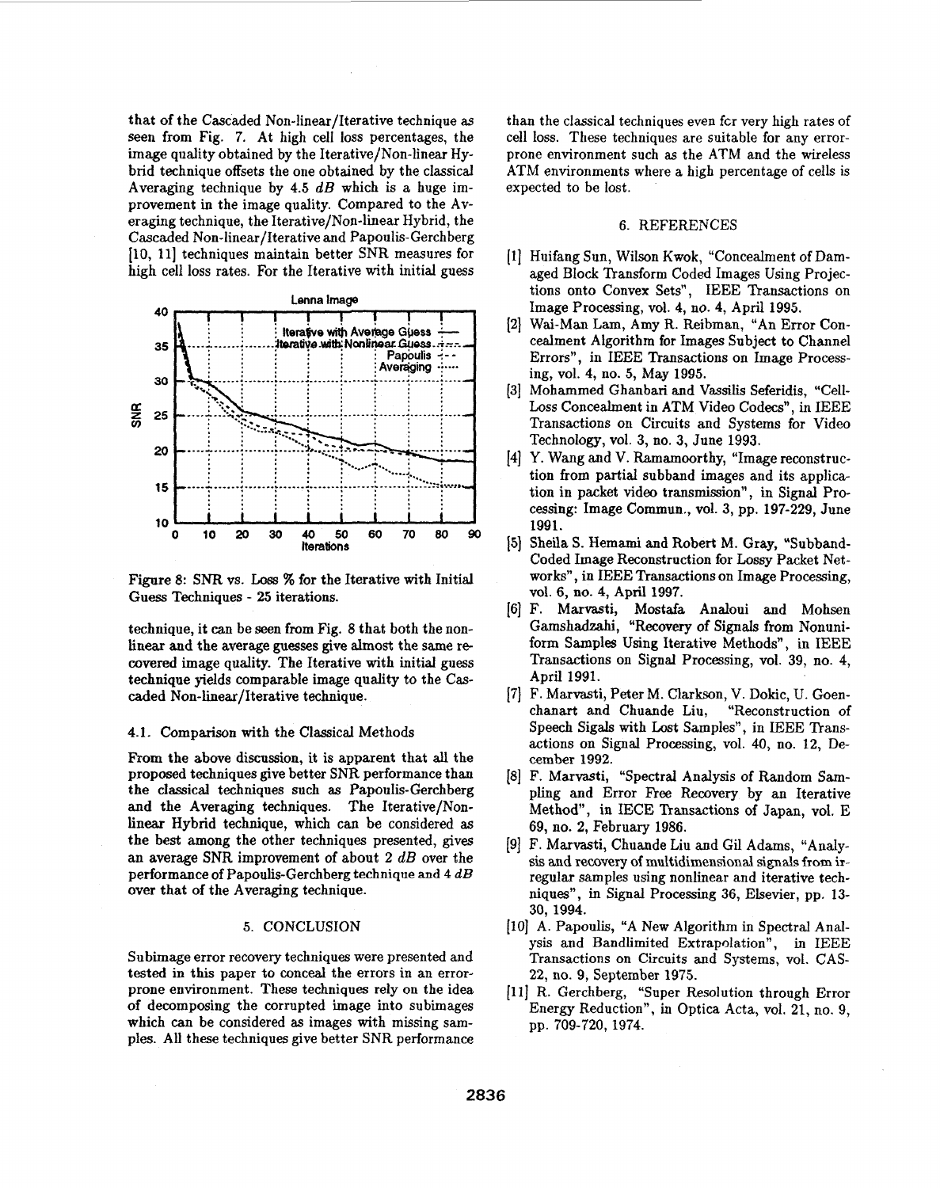that of the Cascaded Non-linear/Iterative technique as seen from Fig. 7. At high cell loss percentages, the image quality obtained by the Iterative/Non-linear Hybrid technique offsets the one obtained by the classical Averaging technique by 4.5 $dB$ which is a huge improvement in the image quality. Compared to the Averaging technique, the Iterative/Non-linear Hybrid, the Cascaded Non-linear/Iterative and Papoulis-Gerchberg [10, 11] techniques maintain better SNR measures for high cell loss rates. For the Iterative with initial guess

Lenna Image

Iterative with Average Guess
Iterative with Nonlinear Guess
Papoulis
Averaging

SNR

40
35
30
25
20
15
10

0 10 20 30 40 50 60 70 80 90

Iterations

Figure 8: SNR vs. Loss % for the Iterative with Initial Guess Techniques - 25 iterations.

technique, it can be seen from Fig. 8 that both the non-linear and the average guesses give almost the same recovered image quality. The Iterative with initial guess technique yields comparable image quality to the Cascaded Non-linear/Iterative technique.

### 4.1. Comparison with the Classical Methods

From the above discussion, it is apparent that all the proposed techniques give better SNR performance than the classical techniques such as Papoulis-Gerchberg and the Averaging techniques. The Iterative/Non-linear Hybrid technique, which can be considered as the best among the other techniques presented, gives an average SNR improvement of about 2 $dB$ over the performance of Papoulis-Gerchberg technique and 4 $dB$ over that of the Averaging technique.

## 5. CONCLUSION

Subimage error recovery techniques were presented and tested in this paper to conceal the errors in an error-prone environment. These techniques rely on the idea of decomposing the corrupted image into subimages which can be considered as images with missing samples. All these techniques give better SNR performance than the classical techniques even for very high rates of cell loss. These techniques are suitable for any error-prone environment such as the ATM and the wireless ATM environments where a high percentage of cells is expected to be lost.

## 6. REFERENCES

[1] Huifang Sun, Wilson Kwok, "Concealment of Damaged Block Transform Coded Images Using Projections onto Convex Sets", IEEE Transactions on Image Processing, vol. 4, no. 4, April 1995.

[2] Wai-Man Lam, Amy R. Reibman, "An Error Concealment Algorithm for Images Subject to Channel Errors", in IEEE Transactions on Image Processing, vol. 4, no. 5, May 1995.

[3] Mohammed Ghanbari and Vassilis Seferidis, "Cell-Loss Concealment in ATM Video Codecs", in IEEE Transactions on Circuits and Systems for Video Technology, vol. 3, no. 3, June 1993.

[4] Y. Wang and V. Ramamoorthy, "Image reconstruction from partial subband images and its application in packet video transmission", in Signal Processing: Image Commun., vol. 3, pp. 197-229, June 1991.

[5] Sheila S. Hemami and Robert M. Gray, "Subband-Coded Image Reconstruction for Lossy Packet Networks", in IEEE Transactions on Image Processing, vol. 6, no. 4, April 1997.

[6] F. Marvasti, Mostafa Analoui and Mohsen Gamshadzahi, "Recovery of Signals from Nonuniform Samples Using Iterative Methods", in IEEE Transactions on Signal Processing, vol. 39, no. 4, April 1991.

[7] F. Marvasti, Peter M. Clarkson, V. Dokic, U. Goenchanart and Chuande Liu, "Reconstruction of Speech Sigals with Lost Samples", in IEEE Transactions on Signal Processing, vol. 40, no. 12, December 1992.

[8] F. Marvasti, "Spectral Analysis of Random Sampling and Error Free Recovery by an Iterative Method", in IECE Transactions of Japan, vol. E 69, no. 2, February 1986.

[9] F. Marvasti, Chuande Liu and Gil Adams, "Analysis and recovery of multidimensional signals from irregular samples using nonlinear and iterative techniques", in Signal Processing 36, Elsevier, pp. 13-30, 1994.

[10] A. Papoulis, "A New Algorithm in Spectral Analysis and Bandlimited Extrapolation", in IEEE Transactions on Circuits and Systems, vol. CAS-22, no. 9, September 1975.

[11] R. Gerchberg, "Super Resolution through Error Energy Reduction", in Optica Acta, vol. 21, no. 9, pp. 709-720, 1974.